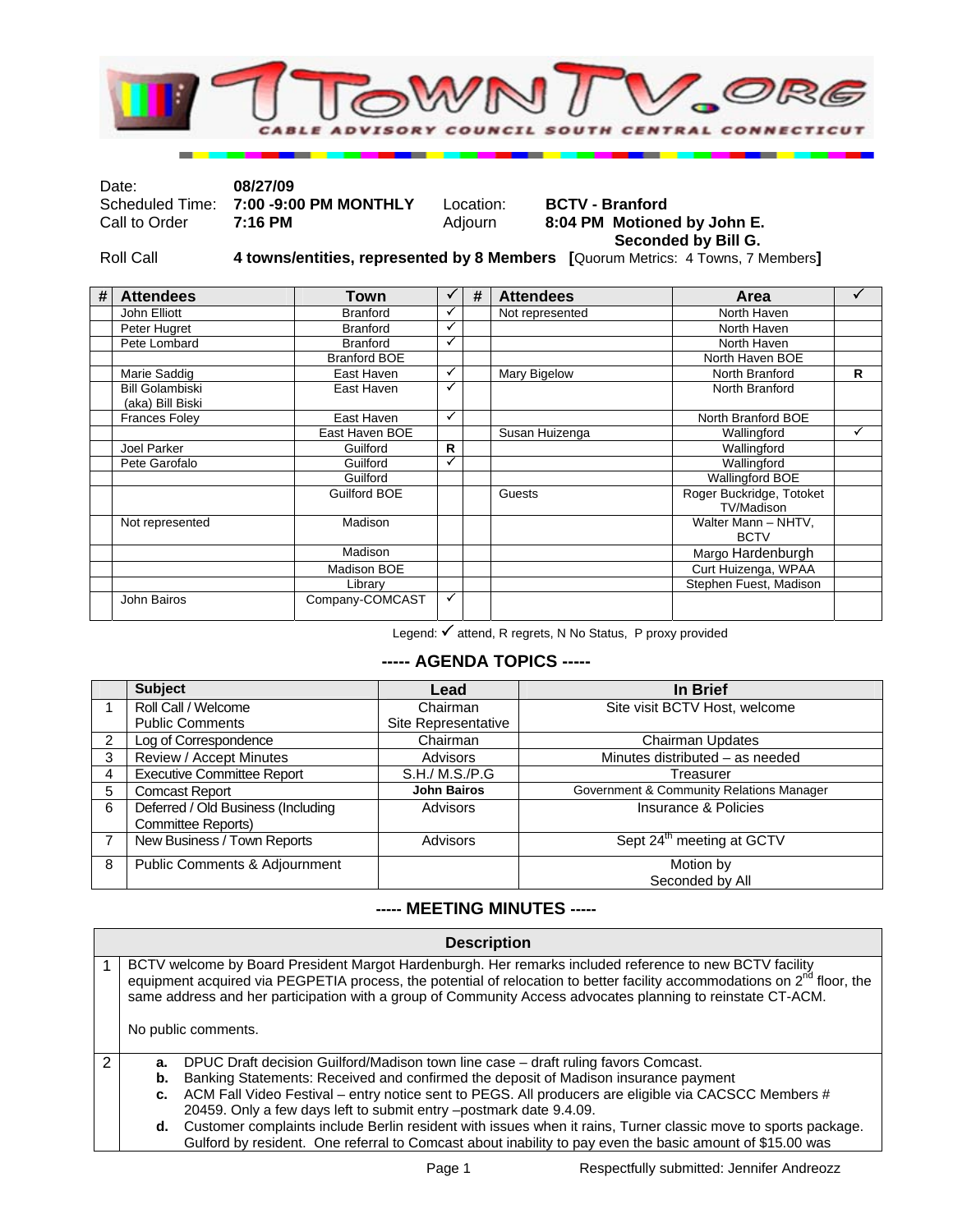# 1TOWNTV.ORG

CABLE ADVISORY COUNCIL SOUTH CENTRAL CONNECTICUT

| | | | |
|---|---|---|---|
| Date: | **08/27/09** | | |
| Scheduled Time: | **7:00 -9:00 PM MONTHLY** | Location: | **BCTV - Branford** |
| Call to Order | **7:16 PM** | Adjourn | **8:04 PM Motioned by John E. Seconded by Bill G.** |
| Roll Call | **4 towns/entities, represented by 8 Members [**Quorum Metrics: 4 Towns, 7 Members**]** | | |

| # | Attendees | Town | ✓ | # | Attendees | Area | ✓ |
|---|---|---|---|---|---|---|---|
| | John Elliott | Branford | ✓ | | Not represented | North Haven | |
| | Peter Hugret | Branford | ✓ | | | North Haven | |
| | Pete Lombard | Branford | ✓ | | | North Haven | |
| | | Branford BOE | | | | North Haven BOE | |
| | Marie Saddig | East Haven | ✓ | | Mary Bigelow | North Branford | R |
| | Bill Golambiski (aka) Bill Biski | East Haven | ✓ | | | North Branford | |
| | Frances Foley | East Haven | ✓ | | | North Branford BOE | |
| | | East Haven BOE | | | Susan Huizenga | Wallingford | ✓ |
| | Joel Parker | Guilford | R | | | Wallingford | |
| | Pete Garofalo | Guilford | ✓ | | | Wallingford | |
| | | Guilford | | | | Wallingford BOE | |
| | | Guilford BOE | | | Guests | Roger Buckridge, Totoket TV/Madison | |
| | Not represented | Madison | | | | Walter Mann – NHTV, BCTV | |
| | | Madison | | | | Margo Hardenburgh | |
| | | Madison BOE | | | | Curt Huizenga, WPAA | |
| | | Library | | | | Stephen Fuest, Madison | |
| | John Bairos | Company-COMCAST | ✓ | | | | |

Legend: ✓ attend, R regrets, N No Status, P proxy provided

## ----- AGENDA TOPICS -----

| | Subject | Lead | In Brief |
|---|---|---|---|
| 1 | Roll Call / Welcome<br>Public Comments | Chairman<br>Site Representative | Site visit BCTV Host, welcome |
| 2 | Log of Correspondence | Chairman | Chairman Updates |
| 3 | Review / Accept Minutes | Advisors | Minutes distributed – as needed |
| 4 | Executive Committee Report | S.H./ M.S./P.G | Treasurer |
| 5 | Comcast Report | **John Bairos** | Government & Community Relations Manager |
| 6 | Deferred / Old Business (Including Committee Reports) | Advisors | Insurance & Policies |
| 7 | New Business / Town Reports | Advisors | Sept 24th meeting at GCTV |
| 8 | Public Comments & Adjournment | | Motion by<br>Seconded by All |

## ----- MEETING MINUTES -----

| | Description |
|---|---|
| 1 | BCTV welcome by Board President Margot Hardenburgh. Her remarks included reference to new BCTV facility equipment acquired via PEGPETIA process, the potential of relocation to better facility accommodations on 2nd floor, the same address and her participation with a group of Community Access advocates planning to reinstate CT-ACM.<br><br>No public comments. |
| 2 | **a.** DPUC Draft decision Guilford/Madison town line case – draft ruling favors Comcast.<br>**b.** Banking Statements: Received and confirmed the deposit of Madison insurance payment<br>**c.** ACM Fall Video Festival – entry notice sent to PEGS. All producers are eligible via CACSCC Members # 20459. Only a few days left to submit entry –postmark date 9.4.09.<br>**d.** Customer complaints include Berlin resident with issues when it rains, Turner classic move to sports package. Gulford by resident. One referral to Comcast about inability to pay even the basic amount of $15.00 was |

Respectfully submitted: Jennifer Andreozz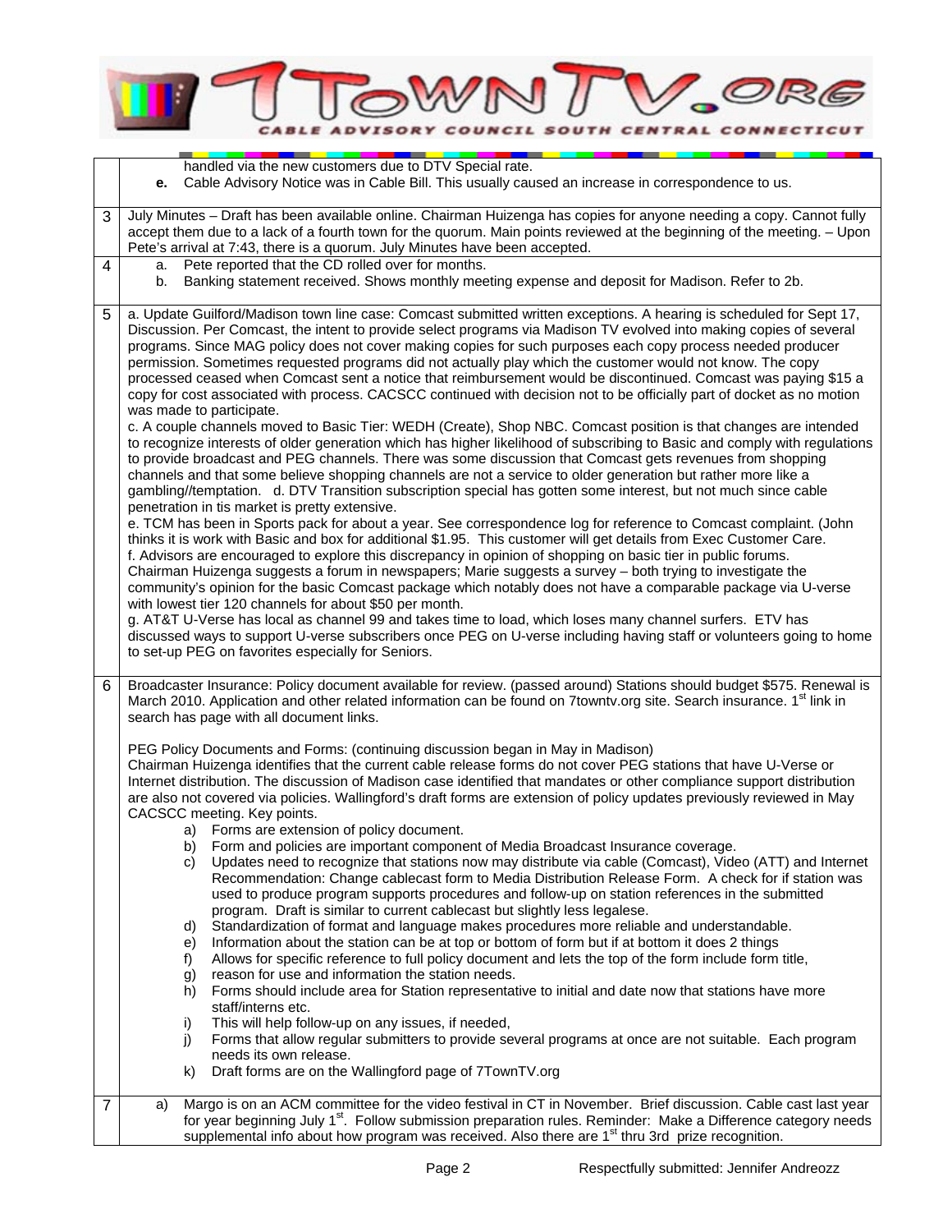| | |
|---|---|
| | handled via the new customers due to DTV Special rate.<br>**e.** Cable Advisory Notice was in Cable Bill. This usually caused an increase in correspondence to us. |
| 3 | July Minutes – Draft has been available online. Chairman Huizenga has copies for anyone needing a copy. Cannot fully accept them due to a lack of a fourth town for the quorum. Main points reviewed at the beginning of the meeting. – Upon Pete's arrival at 7:43, there is a quorum. July Minutes have been accepted. |
| 4 | a. Pete reported that the CD rolled over for months.<br>b. Banking statement received. Shows monthly meeting expense and deposit for Madison. Refer to 2b. |
| 5 | a. Update Guilford/Madison town line case: Comcast submitted written exceptions. A hearing is scheduled for Sept 17, Discussion. Per Comcast, the intent to provide select programs via Madison TV evolved into making copies of several programs. Since MAG policy does not cover making copies for such purposes each copy process needed producer permission. Sometimes requested programs did not actually play which the customer would not know. The copy processed ceased when Comcast sent a notice that reimbursement would be discontinued. Comcast was paying $15 a copy for cost associated with process. CACSCC continued with decision not to be officially part of docket as no motion was made to participate.<br>c. A couple channels moved to Basic Tier: WEDH (Create), Shop NBC. Comcast position is that changes are intended to recognize interests of older generation which has higher likelihood of subscribing to Basic and comply with regulations to provide broadcast and PEG channels. There was some discussion that Comcast gets revenues from shopping channels and that some believe shopping channels are not a service to older generation but rather more like a gambling//temptation. d. DTV Transition subscription special has gotten some interest, but not much since cable penetration in tis market is pretty extensive.<br>e. TCM has been in Sports pack for about a year. See correspondence log for reference to Comcast complaint. (John thinks it is work with Basic and box for additional $1.95. This customer will get details from Exec Customer Care.<br>f. Advisors are encouraged to explore this discrepancy in opinion of shopping on basic tier in public forums. Chairman Huizenga suggests a forum in newspapers; Marie suggests a survey – both trying to investigate the community's opinion for the basic Comcast package which notably does not have a comparable package via U-verse with lowest tier 120 channels for about $50 per month.<br>g. AT&T U-Verse has local as channel 99 and takes time to load, which loses many channel surfers. ETV has discussed ways to support U-verse subscribers once PEG on U-verse including having staff or volunteers going to home to set-up PEG on favorites especially for Seniors. |
| 6 | Broadcaster Insurance: Policy document available for review. (passed around) Stations should budget $575. Renewal is March 2010. Application and other related information can be found on 7towntv.org site. Search insurance. 1st link in search has page with all document links.<br><br>PEG Policy Documents and Forms: (continuing discussion began in May in Madison)<br>Chairman Huizenga identifies that the current cable release forms do not cover PEG stations that have U-Verse or Internet distribution. The discussion of Madison case identified that mandates or other compliance support distribution are also not covered via policies. Wallingford's draft forms are extension of policy updates previously reviewed in May CACSCC meeting. Key points.<br>a) Forms are extension of policy document.<br>b) Form and policies are important component of Media Broadcast Insurance coverage.<br>c) Updates need to recognize that stations now may distribute via cable (Comcast), Video (ATT) and Internet Recommendation: Change cablecast form to Media Distribution Release Form. A check for if station was used to produce program supports procedures and follow-up on station references in the submitted program. Draft is similar to current cablecast but slightly less legalese.<br>d) Standardization of format and language makes procedures more reliable and understandable.<br>e) Information about the station can be at top or bottom of form but if at bottom it does 2 things<br>f) Allows for specific reference to full policy document and lets the top of the form include form title,<br>g) reason for use and information the station needs.<br>h) Forms should include area for Station representative to initial and date now that stations have more staff/interns etc.<br>i) This will help follow-up on any issues, if needed,<br>j) Forms that allow regular submitters to provide several programs at once are not suitable. Each program needs its own release.<br>k) Draft forms are on the Wallingford page of 7TownTV.org |
| 7 | a) Margo is on an ACM committee for the video festival in CT in November. Brief discussion. Cable cast last year for year beginning July 1st. Follow submission preparation rules. Reminder: Make a Difference category needs supplemental info about how program was received. Also there are 1st thru 3rd prize recognition. |

Respectfully submitted: Jennifer Andreozz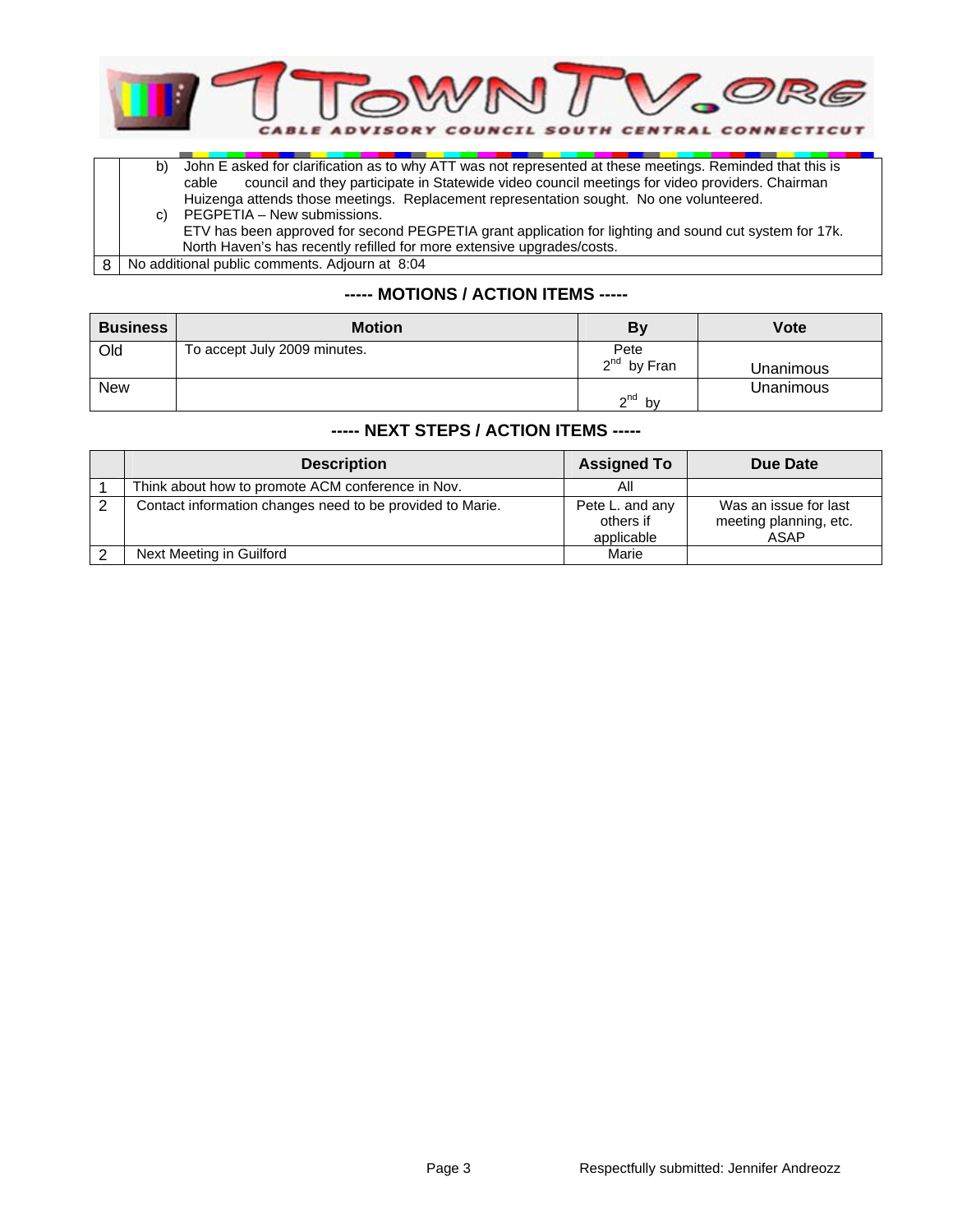| | |
|---|---|
| | b) John E asked for clarification as to why ATT was not represented at these meetings. Reminded that this is cable council and they participate in Statewide video council meetings for video providers. Chairman Huizenga attends those meetings. Replacement representation sought. No one volunteered.<br>c) PEGPETIA – New submissions.<br>ETV has been approved for second PEGPETIA grant application for lighting and sound cut system for 17k. North Haven's has recently refilled for more extensive upgrades/costs. |
| 8 | No additional public comments. Adjourn at 8:04 |

### ----- MOTIONS / ACTION ITEMS -----

| Business | Motion | By | Vote |
|---|---|---|---|
| Old | To accept July 2009 minutes. | Pete<br>2nd by Fran | Unanimous |
| New | | 2nd by | Unanimous |

### ----- NEXT STEPS / ACTION ITEMS -----

| | Description | Assigned To | Due Date |
|---|---|---|---|
| 1 | Think about how to promote ACM conference in Nov. | All | |
| 2 | Contact information changes need to be provided to Marie. | Pete L. and any others if applicable | Was an issue for last meeting planning, etc. ASAP |
| 2 | Next Meeting in Guilford | Marie | |

Respectfully submitted: Jennifer Andreozz